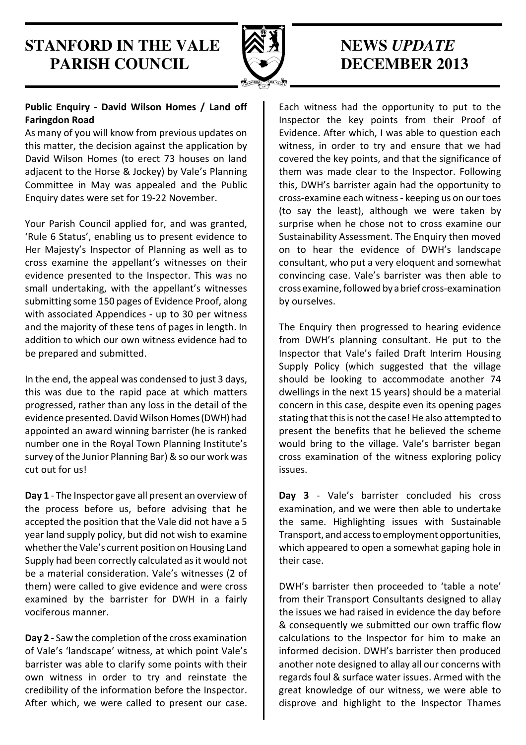# STANFORD IN THE VALE PARISH COUNCIL

# NEWS *UPDATE* DECEMBER 2013

**Public Enquiry - David Wilson Homes / Land off Faringdon Road**

As many of you will know from previous updates on this matter, the decision against the application by David Wilson Homes (to erect 73 houses on land adjacent to the Horse & Jockey) by Vale's Planning Committee in May was appealed and the Public Enquiry dates were set for 19-22 November.

Your Parish Council applied for, and was granted, 'Rule 6 Status', enabling us to present evidence to Her Majesty's Inspector of Planning as well as to cross examine the appellant's witnesses on their evidence presented to the Inspector. This was no small undertaking, with the appellant's witnesses submitting some 150 pages of Evidence Proof, along with associated Appendices - up to 30 per witness and the majority of these tens of pages in length. In addition to which our own witness evidence had to be prepared and submitted.

In the end, the appeal was condensed to just 3 days, this was due to the rapid pace at which matters progressed, rather than any loss in the detail of the evidence presented. David Wilson Homes (DWH) had appointed an award winning barrister (he is ranked number one in the Royal Town Planning Institute's survey of the Junior Planning Bar) & so our work was cut out for us!

**Day 1** - The Inspector gave all present an overview of the process before us, before advising that he accepted the position that the Vale did not have a 5 year land supply policy, but did not wish to examine whether the Vale's current position on Housing Land Supply had been correctly calculated as it would not be a material consideration. Vale's witnesses (2 of them) were called to give evidence and were cross examined by the barrister for DWH in a fairly vociferous manner.

**Day 2** - Saw the completion of the cross examination of Vale's 'landscape' witness, at which point Vale's barrister was able to clarify some points with their own witness in order to try and reinstate the credibility of the information before the Inspector. After which, we were called to present our case. Each witness had the opportunity to put to the Inspector the key points from their Proof of Evidence. After which, I was able to question each witness, in order to try and ensure that we had covered the key points, and that the significance of them was made clear to the Inspector. Following this, DWH's barrister again had the opportunity to cross-examine each witness - keeping us on our toes (to say the least), although we were taken by surprise when he chose not to cross examine our Sustainability Assessment. The Enquiry then moved on to hear the evidence of DWH's landscape consultant, who put a very eloquent and somewhat convincing case. Vale's barrister was then able to cross examine, followed by a brief cross-examination by ourselves.

The Enquiry then progressed to hearing evidence from DWH's planning consultant. He put to the Inspector that Vale's failed Draft Interim Housing Supply Policy (which suggested that the village should be looking to accommodate another 74 dwellings in the next 15 years) should be a material concern in this case, despite even its opening pages stating that this is not the case! He also attempted to present the benefits that he believed the scheme would bring to the village. Vale's barrister began cross examination of the witness exploring policy issues.

**Day 3** - Vale's barrister concluded his cross examination, and we were then able to undertake the same. Highlighting issues with Sustainable Transport, and access to employment opportunities, which appeared to open a somewhat gaping hole in their case.

DWH's barrister then proceeded to 'table a note' from their Transport Consultants designed to allay the issues we had raised in evidence the day before & consequently we submitted our own traffic flow calculations to the Inspector for him to make an informed decision. DWH's barrister then produced another note designed to allay all our concerns with regards foul & surface water issues. Armed with the great knowledge of our witness, we were able to disprove and highlight to the Inspector Thames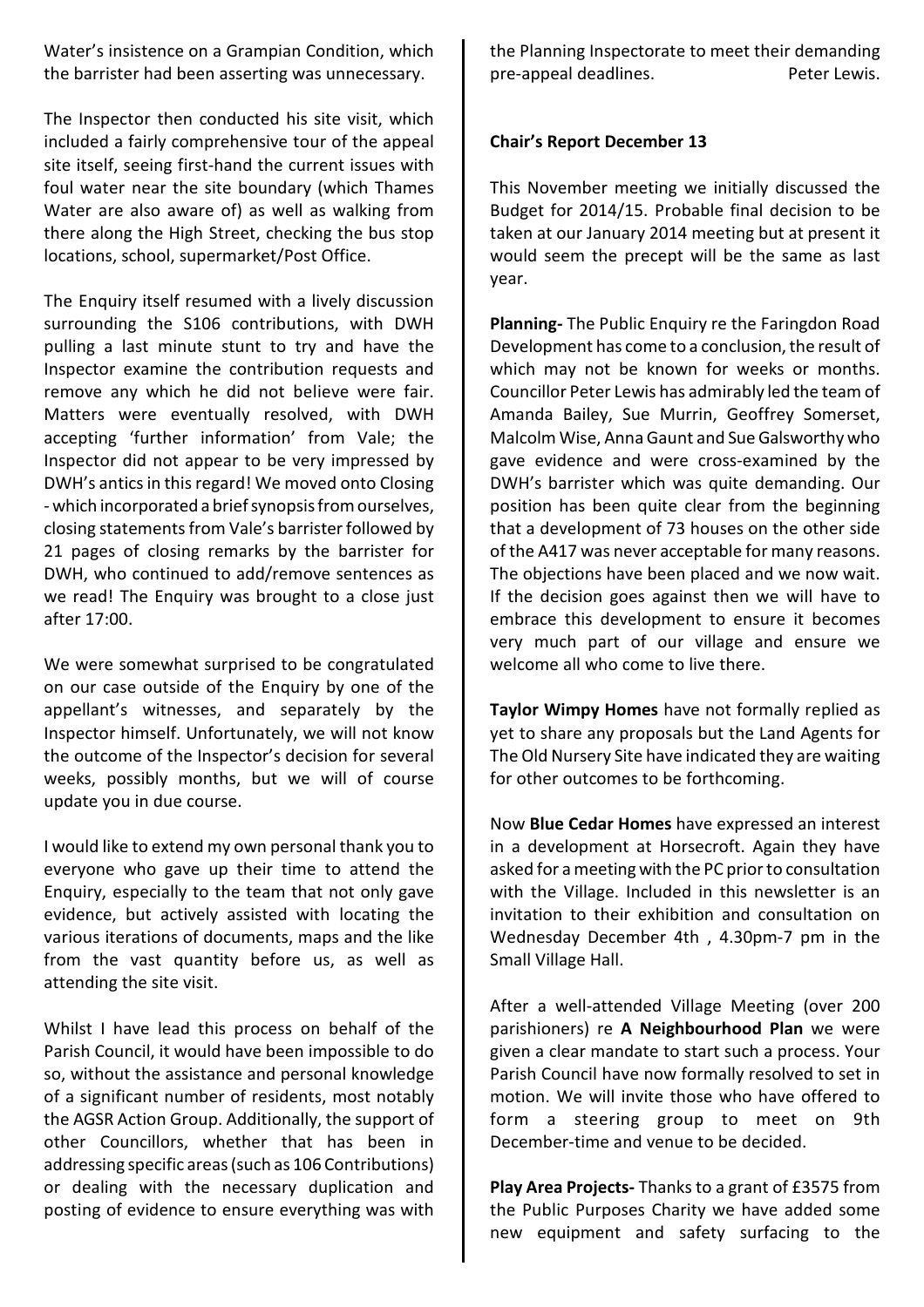Water's insistence on a Grampian Condition, which the barrister had been asserting was unnecessary.

The Inspector then conducted his site visit, which included a fairly comprehensive tour of the appeal site itself, seeing first-hand the current issues with foul water near the site boundary (which Thames Water are also aware of) as well as walking from there along the High Street, checking the bus stop locations, school, supermarket/Post Office.

The Enquiry itself resumed with a lively discussion surrounding the S106 contributions, with DWH pulling a last minute stunt to try and have the Inspector examine the contribution requests and remove any which he did not believe were fair. Matters were eventually resolved, with DWH accepting 'further information' from Vale; the Inspector did not appear to be very impressed by DWH's antics in this regard! We moved onto Closing - which incorporated a brief synopsis from ourselves, closing statements from Vale's barrister followed by 21 pages of closing remarks by the barrister for DWH, who continued to add/remove sentences as we read! The Enquiry was brought to a close just after 17:00.

We were somewhat surprised to be congratulated on our case outside of the Enquiry by one of the appellant's witnesses, and separately by the Inspector himself. Unfortunately, we will not know the outcome of the Inspector's decision for several weeks, possibly months, but we will of course update you in due course.

I would like to extend my own personal thank you to everyone who gave up their time to attend the Enquiry, especially to the team that not only gave evidence, but actively assisted with locating the various iterations of documents, maps and the like from the vast quantity before us, as well as attending the site visit.

Whilst I have lead this process on behalf of the Parish Council, it would have been impossible to do so, without the assistance and personal knowledge of a significant number of residents, most notably the AGSR Action Group. Additionally, the support of other Councillors, whether that has been in addressing specific areas (such as 106 Contributions) or dealing with the necessary duplication and posting of evidence to ensure everything was with the Planning Inspectorate to meet their demanding pre-appeal deadlines. Peter Lewis.

**Chair's Report December 13**

This November meeting we initially discussed the Budget for 2014/15. Probable final decision to be taken at our January 2014 meeting but at present it would seem the precept will be the same as last year.

**Planning-** The Public Enquiry re the Faringdon Road Development has come to a conclusion, the result of which may not be known for weeks or months. Councillor Peter Lewis has admirably led the team of Amanda Bailey, Sue Murrin, Geoffrey Somerset, Malcolm Wise, Anna Gaunt and Sue Galsworthy who gave evidence and were cross-examined by the DWH's barrister which was quite demanding. Our position has been quite clear from the beginning that a development of 73 houses on the other side of the A417 was never acceptable for many reasons. The objections have been placed and we now wait. If the decision goes against then we will have to embrace this development to ensure it becomes very much part of our village and ensure we welcome all who come to live there.

**Taylor Wimpy Homes** have not formally replied as yet to share any proposals but the Land Agents for The Old Nursery Site have indicated they are waiting for other outcomes to be forthcoming.

Now **Blue Cedar Homes** have expressed an interest in a development at Horsecroft. Again they have asked for a meeting with the PC prior to consultation with the Village. Included in this newsletter is an invitation to their exhibition and consultation on Wednesday December 4th , 4.30pm-7 pm in the Small Village Hall.

After a well-attended Village Meeting (over 200 parishioners) re **A Neighbourhood Plan** we were given a clear mandate to start such a process. Your Parish Council have now formally resolved to set in motion. We will invite those who have offered to form a steering group to meet on 9th December-time and venue to be decided.

**Play Area Projects-** Thanks to a grant of £3575 from the Public Purposes Charity we have added some new equipment and safety surfacing to the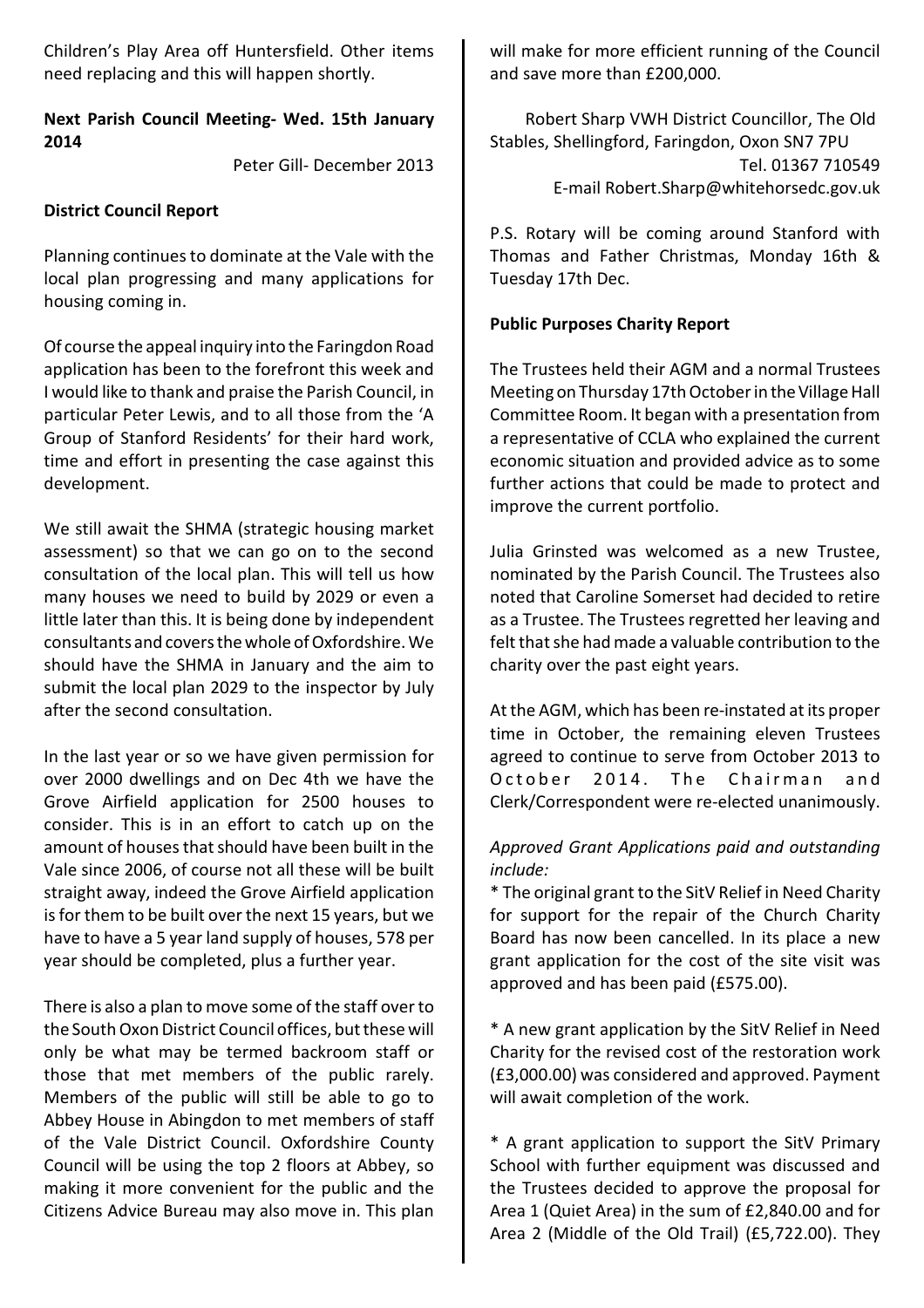Children's Play Area off Huntersfield. Other items need replacing and this will happen shortly.

**Next Parish Council Meeting- Wed. 15th January 2014**

Peter Gill- December 2013

**District Council Report**

Planning continues to dominate at the Vale with the local plan progressing and many applications for housing coming in.

Of course the appeal inquiry into the Faringdon Road application has been to the forefront this week and I would like to thank and praise the Parish Council, in particular Peter Lewis, and to all those from the 'A Group of Stanford Residents' for their hard work, time and effort in presenting the case against this development.

We still await the SHMA (strategic housing market assessment) so that we can go on to the second consultation of the local plan. This will tell us how many houses we need to build by 2029 or even a little later than this. It is being done by independent consultants and covers the whole of Oxfordshire. We should have the SHMA in January and the aim to submit the local plan 2029 to the inspector by July after the second consultation.

In the last year or so we have given permission for over 2000 dwellings and on Dec 4th we have the Grove Airfield application for 2500 houses to consider. This is in an effort to catch up on the amount of houses that should have been built in the Vale since 2006, of course not all these will be built straight away, indeed the Grove Airfield application is for them to be built over the next 15 years, but we have to have a 5 year land supply of houses, 578 per year should be completed, plus a further year.

There is also a plan to move some of the staff over to the South Oxon District Council offices, but these will only be what may be termed backroom staff or those that met members of the public rarely. Members of the public will still be able to go to Abbey House in Abingdon to met members of staff of the Vale District Council. Oxfordshire County Council will be using the top 2 floors at Abbey, so making it more convenient for the public and the Citizens Advice Bureau may also move in. This plan will make for more efficient running of the Council and save more than £200,000.

Robert Sharp VWH District Councillor, The Old Stables, Shellingford, Faringdon, Oxon SN7 7PU
Tel. 01367 710549
E-mail Robert.Sharp@whitehorsedc.gov.uk

P.S. Rotary will be coming around Stanford with Thomas and Father Christmas, Monday 16th & Tuesday 17th Dec.

**Public Purposes Charity Report**

The Trustees held their AGM and a normal Trustees Meeting on Thursday 17th October in the Village Hall Committee Room. It began with a presentation from a representative of CCLA who explained the current economic situation and provided advice as to some further actions that could be made to protect and improve the current portfolio.

Julia Grinsted was welcomed as a new Trustee, nominated by the Parish Council. The Trustees also noted that Caroline Somerset had decided to retire as a Trustee. The Trustees regretted her leaving and felt that she had made a valuable contribution to the charity over the past eight years.

At the AGM, which has been re-instated at its proper time in October, the remaining eleven Trustees agreed to continue to serve from October 2013 to October 2014. The Chairman and Clerk/Correspondent were re-elected unanimously.

*Approved Grant Applications paid and outstanding include:*

* The original grant to the SitV Relief in Need Charity for support for the repair of the Church Charity Board has now been cancelled. In its place a new grant application for the cost of the site visit was approved and has been paid (£575.00).

* A new grant application by the SitV Relief in Need Charity for the revised cost of the restoration work (£3,000.00) was considered and approved. Payment will await completion of the work.

* A grant application to support the SitV Primary School with further equipment was discussed and the Trustees decided to approve the proposal for Area 1 (Quiet Area) in the sum of £2,840.00 and for Area 2 (Middle of the Old Trail) (£5,722.00). They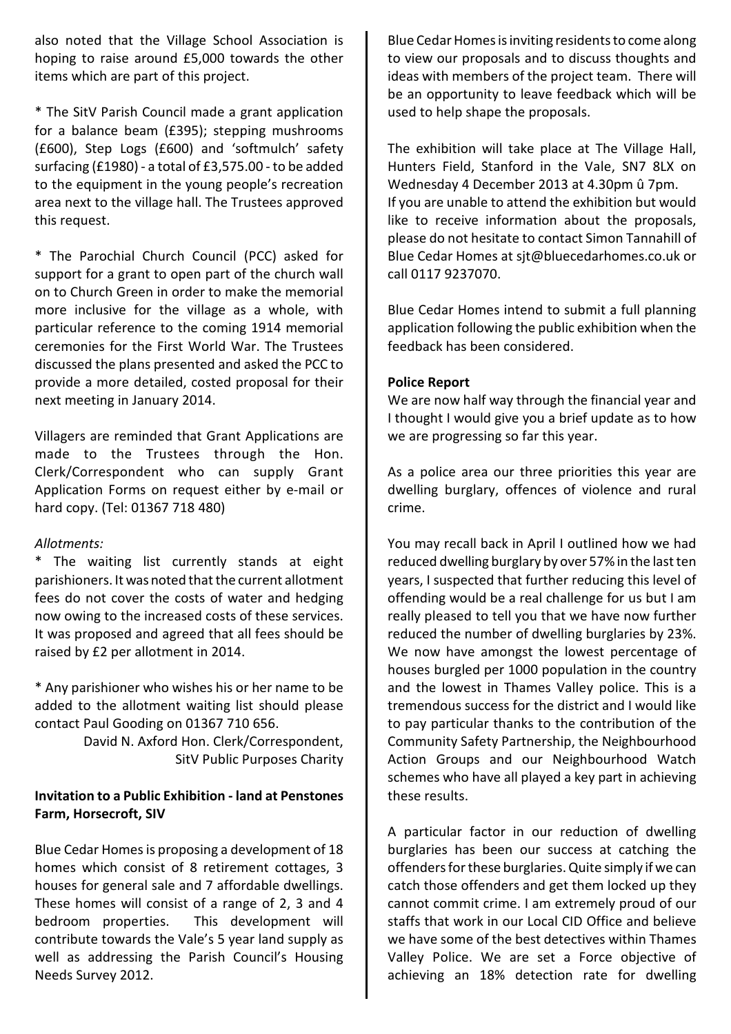also noted that the Village School Association is hoping to raise around £5,000 towards the other items which are part of this project.

* The SitV Parish Council made a grant application for a balance beam (£395); stepping mushrooms (£600), Step Logs (£600) and 'softmulch' safety surfacing (£1980) - a total of £3,575.00 - to be added to the equipment in the young people's recreation area next to the village hall. The Trustees approved this request.

* The Parochial Church Council (PCC) asked for support for a grant to open part of the church wall on to Church Green in order to make the memorial more inclusive for the village as a whole, with particular reference to the coming 1914 memorial ceremonies for the First World War. The Trustees discussed the plans presented and asked the PCC to provide a more detailed, costed proposal for their next meeting in January 2014.

Villagers are reminded that Grant Applications are made to the Trustees through the Hon. Clerk/Correspondent who can supply Grant Application Forms on request either by e-mail or hard copy. (Tel: 01367 718 480)

*Allotments:*

* The waiting list currently stands at eight parishioners. It was noted that the current allotment fees do not cover the costs of water and hedging now owing to the increased costs of these services. It was proposed and agreed that all fees should be raised by £2 per allotment in 2014.

* Any parishioner who wishes his or her name to be added to the allotment waiting list should please contact Paul Gooding on 01367 710 656.

David N. Axford Hon. Clerk/Correspondent,
SitV Public Purposes Charity

**Invitation to a Public Exhibition - land at Penstones Farm, Horsecroft, SIV**

Blue Cedar Homes is proposing a development of 18 homes which consist of 8 retirement cottages, 3 houses for general sale and 7 affordable dwellings. These homes will consist of a range of 2, 3 and 4 bedroom properties. This development will contribute towards the Vale's 5 year land supply as well as addressing the Parish Council's Housing Needs Survey 2012.

Blue Cedar Homes is inviting residents to come along to view our proposals and to discuss thoughts and ideas with members of the project team. There will be an opportunity to leave feedback which will be used to help shape the proposals.

The exhibition will take place at The Village Hall, Hunters Field, Stanford in the Vale, SN7 8LX on Wednesday 4 December 2013 at 4.30pm û 7pm.
If you are unable to attend the exhibition but would like to receive information about the proposals, please do not hesitate to contact Simon Tannahill of Blue Cedar Homes at sjt@bluecedarhomes.co.uk or call 0117 9237070.

Blue Cedar Homes intend to submit a full planning application following the public exhibition when the feedback has been considered.

**Police Report**

We are now half way through the financial year and I thought I would give you a brief update as to how we are progressing so far this year.

As a police area our three priorities this year are dwelling burglary, offences of violence and rural crime.

You may recall back in April I outlined how we had reduced dwelling burglary by over 57% in the last ten years, I suspected that further reducing this level of offending would be a real challenge for us but I am really pleased to tell you that we have now further reduced the number of dwelling burglaries by 23%. We now have amongst the lowest percentage of houses burgled per 1000 population in the country and the lowest in Thames Valley police. This is a tremendous success for the district and I would like to pay particular thanks to the contribution of the Community Safety Partnership, the Neighbourhood Action Groups and our Neighbourhood Watch schemes who have all played a key part in achieving these results.

A particular factor in our reduction of dwelling burglaries has been our success at catching the offenders for these burglaries. Quite simply if we can catch those offenders and get them locked up they cannot commit crime. I am extremely proud of our staffs that work in our Local CID Office and believe we have some of the best detectives within Thames Valley Police. We are set a Force objective of achieving an 18% detection rate for dwelling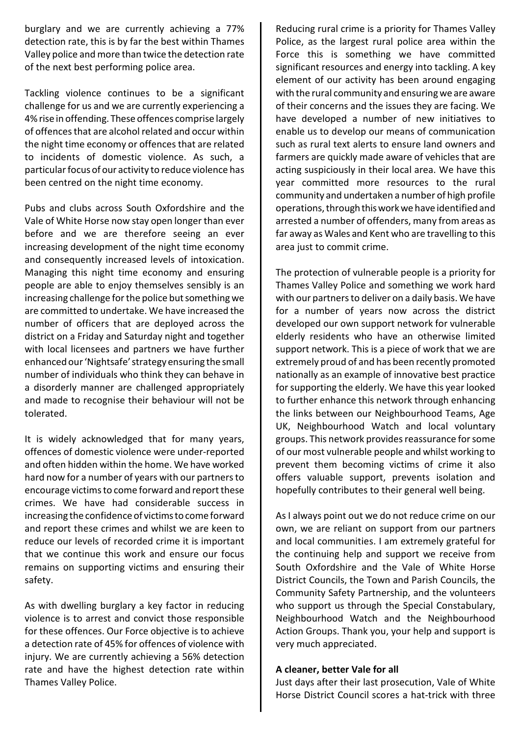burglary and we are currently achieving a 77% detection rate, this is by far the best within Thames Valley police and more than twice the detection rate of the next best performing police area.

Tackling violence continues to be a significant challenge for us and we are currently experiencing a 4% rise in offending. These offences comprise largely of offences that are alcohol related and occur within the night time economy or offences that are related to incidents of domestic violence. As such, a particular focus of our activity to reduce violence has been centred on the night time economy.

Pubs and clubs across South Oxfordshire and the Vale of White Horse now stay open longer than ever before and we are therefore seeing an ever increasing development of the night time economy and consequently increased levels of intoxication. Managing this night time economy and ensuring people are able to enjoy themselves sensibly is an increasing challenge for the police but something we are committed to undertake. We have increased the number of officers that are deployed across the district on a Friday and Saturday night and together with local licensees and partners we have further enhanced our 'Nightsafe' strategy ensuring the small number of individuals who think they can behave in a disorderly manner are challenged appropriately and made to recognise their behaviour will not be tolerated.

It is widely acknowledged that for many years, offences of domestic violence were under-reported and often hidden within the home. We have worked hard now for a number of years with our partners to encourage victims to come forward and report these crimes. We have had considerable success in increasing the confidence of victims to come forward and report these crimes and whilst we are keen to reduce our levels of recorded crime it is important that we continue this work and ensure our focus remains on supporting victims and ensuring their safety.

As with dwelling burglary a key factor in reducing violence is to arrest and convict those responsible for these offences. Our Force objective is to achieve a detection rate of 45% for offences of violence with injury. We are currently achieving a 56% detection rate and have the highest detection rate within Thames Valley Police.

Reducing rural crime is a priority for Thames Valley Police, as the largest rural police area within the Force this is something we have committed significant resources and energy into tackling. A key element of our activity has been around engaging with the rural community and ensuring we are aware of their concerns and the issues they are facing. We have developed a number of new initiatives to enable us to develop our means of communication such as rural text alerts to ensure land owners and farmers are quickly made aware of vehicles that are acting suspiciously in their local area. We have this year committed more resources to the rural community and undertaken a number of high profile operations, through this work we have identified and arrested a number of offenders, many from areas as far away as Wales and Kent who are travelling to this area just to commit crime.

The protection of vulnerable people is a priority for Thames Valley Police and something we work hard with our partners to deliver on a daily basis. We have for a number of years now across the district developed our own support network for vulnerable elderly residents who have an otherwise limited support network. This is a piece of work that we are extremely proud of and has been recently promoted nationally as an example of innovative best practice for supporting the elderly. We have this year looked to further enhance this network through enhancing the links between our Neighbourhood Teams, Age UK, Neighbourhood Watch and local voluntary groups. This network provides reassurance for some of our most vulnerable people and whilst working to prevent them becoming victims of crime it also offers valuable support, prevents isolation and hopefully contributes to their general well being.

As I always point out we do not reduce crime on our own, we are reliant on support from our partners and local communities. I am extremely grateful for the continuing help and support we receive from South Oxfordshire and the Vale of White Horse District Councils, the Town and Parish Councils, the Community Safety Partnership, and the volunteers who support us through the Special Constabulary, Neighbourhood Watch and the Neighbourhood Action Groups. Thank you, your help and support is very much appreciated.

**A cleaner, better Vale for all**

Just days after their last prosecution, Vale of White Horse District Council scores a hat-trick with three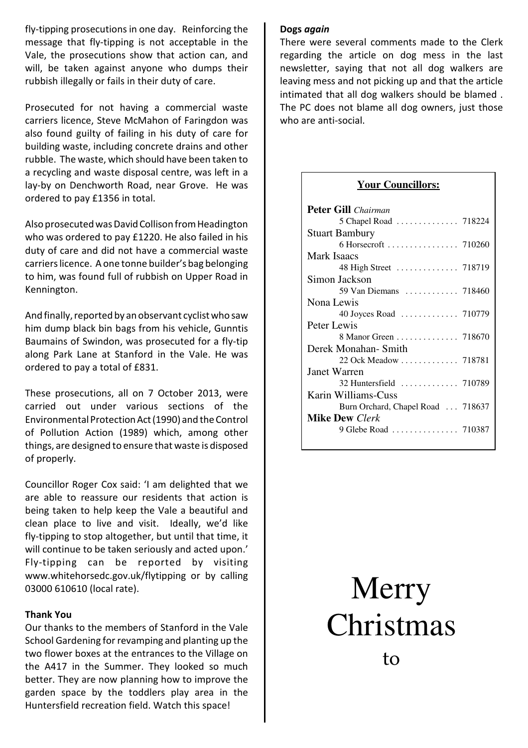fly-tipping prosecutions in one day. Reinforcing the message that fly-tipping is not acceptable in the Vale, the prosecutions show that action can, and will, be taken against anyone who dumps their rubbish illegally or fails in their duty of care.

Prosecuted for not having a commercial waste carriers licence, Steve McMahon of Faringdon was also found guilty of failing in his duty of care for building waste, including concrete drains and other rubble. The waste, which should have been taken to a recycling and waste disposal centre, was left in a lay-by on Denchworth Road, near Grove. He was ordered to pay £1356 in total.

Also prosecuted was David Collison from Headington who was ordered to pay £1220. He also failed in his duty of care and did not have a commercial waste carriers licence. A one tonne builder's bag belonging to him, was found full of rubbish on Upper Road in Kennington.

And finally, reported by an observant cyclist who saw him dump black bin bags from his vehicle, Gunntis Baumains of Swindon, was prosecuted for a fly-tip along Park Lane at Stanford in the Vale. He was ordered to pay a total of £831.

These prosecutions, all on 7 October 2013, were carried out under various sections of the Environmental Protection Act (1990) and the Control of Pollution Action (1989) which, among other things, are designed to ensure that waste is disposed of properly.

Councillor Roger Cox said: 'I am delighted that we are able to reassure our residents that action is being taken to help keep the Vale a beautiful and clean place to live and visit. Ideally, we'd like fly-tipping to stop altogether, but until that time, it will continue to be taken seriously and acted upon.' Fly-tipping can be reported by visiting www.whitehorsedc.gov.uk/flytipping or by calling 03000 610610 (local rate).

**Thank You**

Our thanks to the members of Stanford in the Vale School Gardening for revamping and planting up the two flower boxes at the entrances to the Village on the A417 in the Summer. They looked so much better. They are now planning how to improve the garden space by the toddlers play area in the Huntersfield recreation field. Watch this space!

**Dogs *again***

There were several comments made to the Clerk regarding the article on dog mess in the last newsletter, saying that not all dog walkers are leaving mess and not picking up and that the article intimated that all dog walkers should be blamed . The PC does not blame all dog owners, just those who are anti-social.

**Your Councillors:**

**Peter Gill** *Chairman*
5 Chapel Road . . . . . . . . . . . . . . 718224

Stuart Bambury
6 Horsecroft . . . . . . . . . . . . . . . . 710260

Mark Isaacs
48 High Street . . . . . . . . . . . . . . 718719

Simon Jackson
59 Van Diemans . . . . . . . . . . . . 718460

Nona Lewis
40 Joyces Road . . . . . . . . . . . . . 710779

Peter Lewis
8 Manor Green . . . . . . . . . . . . . . 718670

Derek Monahan- Smith
22 Ock Meadow . . . . . . . . . . . . . 718781

Janet Warren
32 Huntersfield . . . . . . . . . . . . . 710789

Karin Williams-Cuss
Burn Orchard, Chapel Road . . . 718637

**Mike Dew** *Clerk*
9 Glebe Road . . . . . . . . . . . . . . . 710387

Merry Christmas

to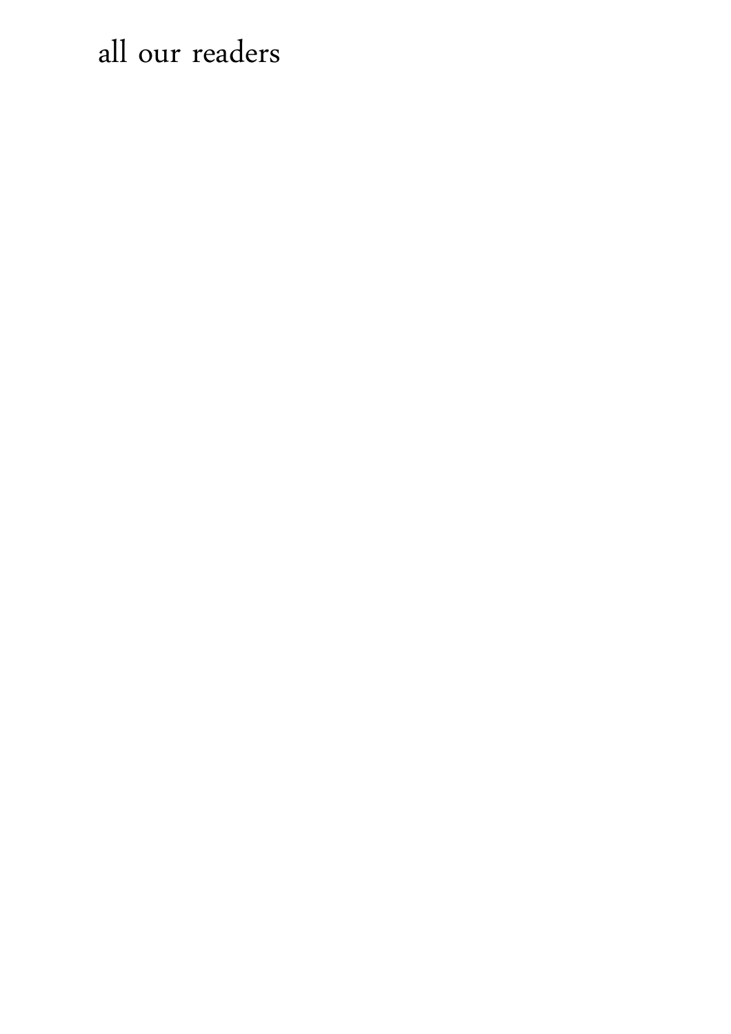all our readers